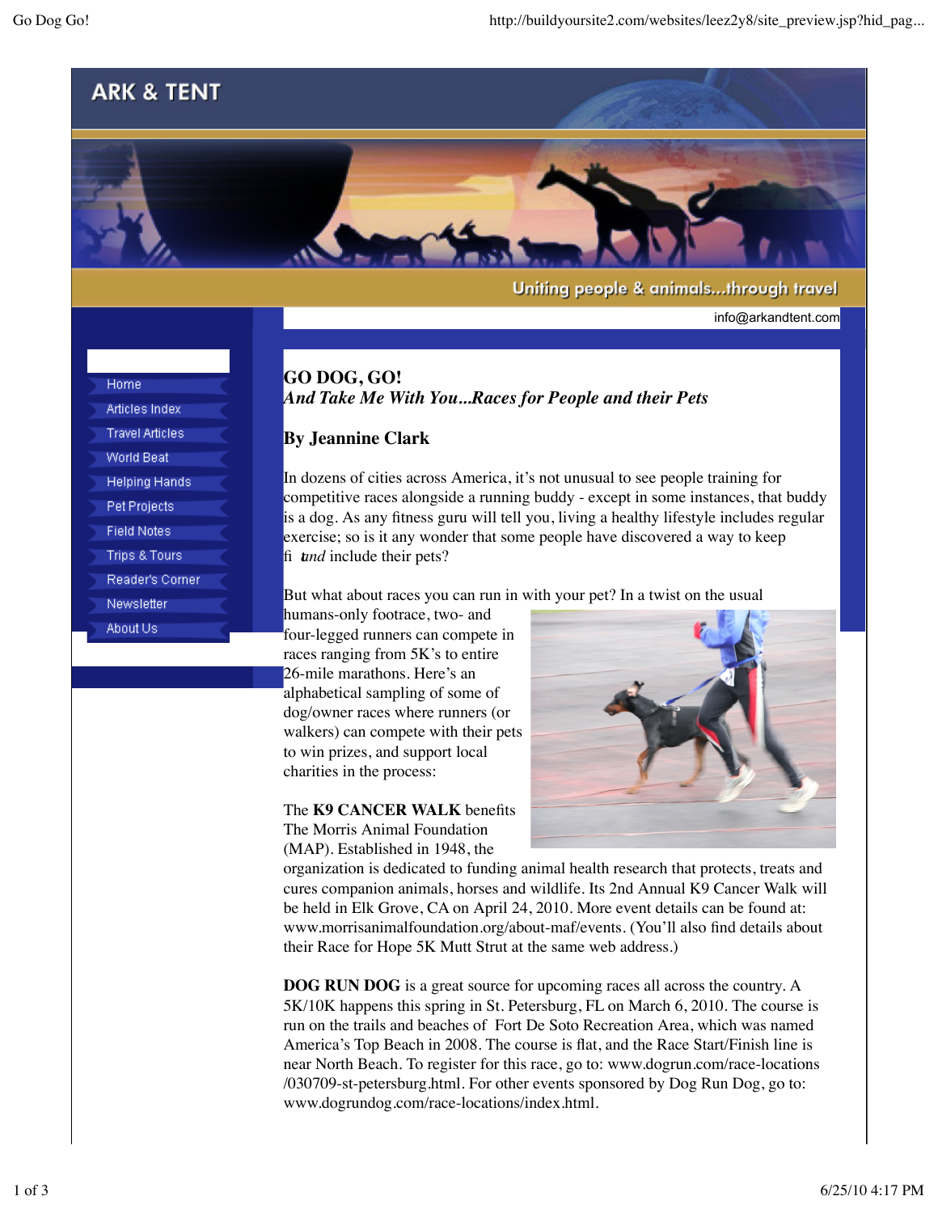ARK & TENT

Uniting people & animals...through travel

info@arkandtent.com

- Home
- Articles Index
- Travel Articles
- World Beat
- Helping Hands
- Pet Projects
- Field Notes
- Trips & Tours
- Reader's Corner
- Newsletter
- About Us

# GO DOG, GO!

## *And Take Me With You...Races for People and their Pets*

**By Jeannine Clark**

In dozens of cities across America, it's not unusual to see people training for competitive races alongside a running buddy - except in some instances, that buddy is a dog. As any fitness guru will tell you, living a healthy lifestyle includes regular exercise; so is it any wonder that some people have discovered a way to keep fit *and* include their pets?

But what about races you can run in with your pet? In a twist on the usual humans-only footrace, two- and four-legged runners can compete in races ranging from 5K's to entire 26-mile marathons. Here's an alphabetical sampling of some of dog/owner races where runners (or walkers) can compete with their pets to win prizes, and support local charities in the process:

The **K9 CANCER WALK** benefits The Morris Animal Foundation (MAP). Established in 1948, the organization is dedicated to funding animal health research that protects, treats and cures companion animals, horses and wildlife. Its 2nd Annual K9 Cancer Walk will be held in Elk Grove, CA on April 24, 2010. More event details can be found at: www.morrisanimalfoundation.org/about-maf/events. (You'll also find details about their Race for Hope 5K Mutt Strut at the same web address.)

**DOG RUN DOG** is a great source for upcoming races all across the country. A 5K/10K happens this spring in St. Petersburg, FL on March 6, 2010. The course is run on the trails and beaches of Fort De Soto Recreation Area, which was named America's Top Beach in 2008. The course is flat, and the Race Start/Finish line is near North Beach. To register for this race, go to: www.dogrun.com/race-locations/030709-st-petersburg.html. For other events sponsored by Dog Run Dog, go to: www.dogrundog.com/race-locations/index.html.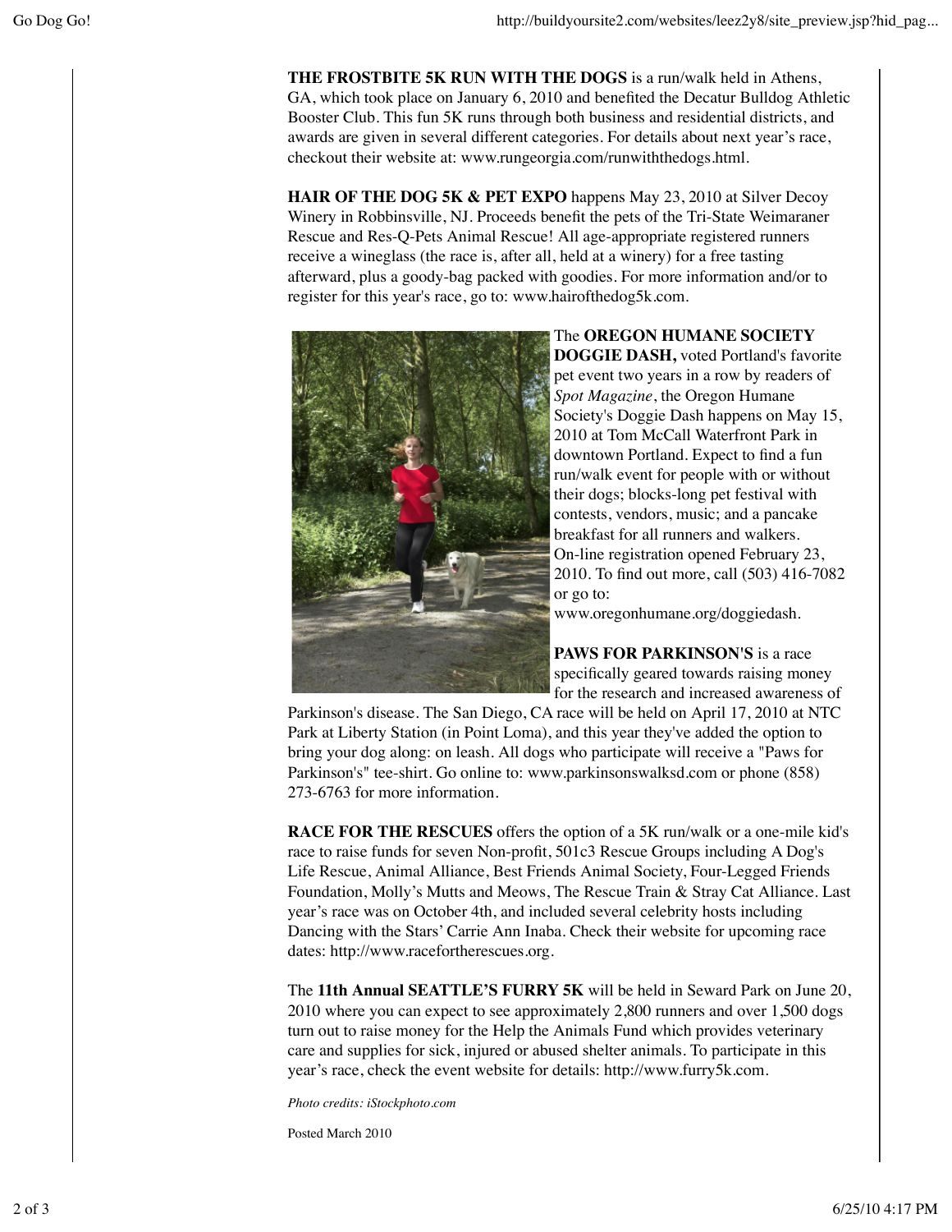**THE FROSTBITE 5K RUN WITH THE DOGS** is a run/walk held in Athens, GA, which took place on January 6, 2010 and benefited the Decatur Bulldog Athletic Booster Club. This fun 5K runs through both business and residential districts, and awards are given in several different categories. For details about next year's race, checkout their website at: www.rungeorgia.com/runwiththedogs.html.

**HAIR OF THE DOG 5K & PET EXPO** happens May 23, 2010 at Silver Decoy Winery in Robbinsville, NJ. Proceeds benefit the pets of the Tri-State Weimaraner Rescue and Res-Q-Pets Animal Rescue! All age-appropriate registered runners receive a wineglass (the race is, after all, held at a winery) for a free tasting afterward, plus a goody-bag packed with goodies. For more information and/or to register for this year's race, go to: www.hairofthedog5k.com.

The **OREGON HUMANE SOCIETY DOGGIE DASH,** voted Portland's favorite pet event two years in a row by readers of *Spot Magazine*, the Oregon Humane Society's Doggie Dash happens on May 15, 2010 at Tom McCall Waterfront Park in downtown Portland. Expect to find a fun run/walk event for people with or without their dogs; blocks-long pet festival with contests, vendors, music; and a pancake breakfast for all runners and walkers. On-line registration opened February 23, 2010. To find out more, call (503) 416-7082 or go to: www.oregonhumane.org/doggiedash.

**PAWS FOR PARKINSON'S** is a race specifically geared towards raising money for the research and increased awareness of Parkinson's disease. The San Diego, CA race will be held on April 17, 2010 at NTC Park at Liberty Station (in Point Loma), and this year they've added the option to bring your dog along: on leash. All dogs who participate will receive a "Paws for Parkinson's" tee-shirt. Go online to: www.parkinsonswalksd.com or phone (858) 273-6763 for more information.

**RACE FOR THE RESCUES** offers the option of a 5K run/walk or a one-mile kid's race to raise funds for seven Non-profit, 501c3 Rescue Groups including A Dog's Life Rescue, Animal Alliance, Best Friends Animal Society, Four-Legged Friends Foundation, Molly's Mutts and Meows, The Rescue Train & Stray Cat Alliance. Last year's race was on October 4th, and included several celebrity hosts including Dancing with the Stars' Carrie Ann Inaba. Check their website for upcoming race dates: http://www.racefortherescues.org.

The **11th Annual SEATTLE'S FURRY 5K** will be held in Seward Park on June 20, 2010 where you can expect to see approximately 2,800 runners and over 1,500 dogs turn out to raise money for the Help the Animals Fund which provides veterinary care and supplies for sick, injured or abused shelter animals. To participate in this year's race, check the event website for details: http://www.furry5k.com.

*Photo credits: iStockphoto.com*

Posted March 2010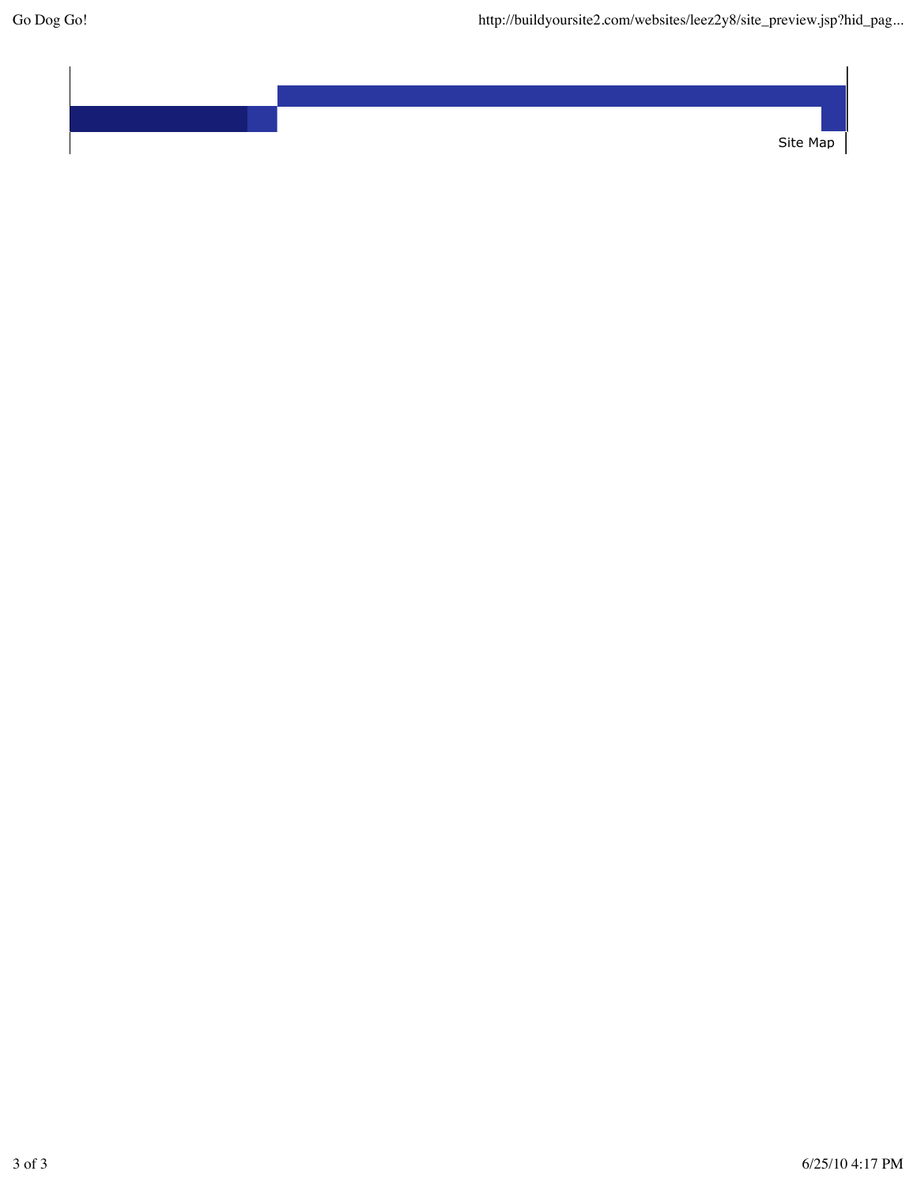Site Map